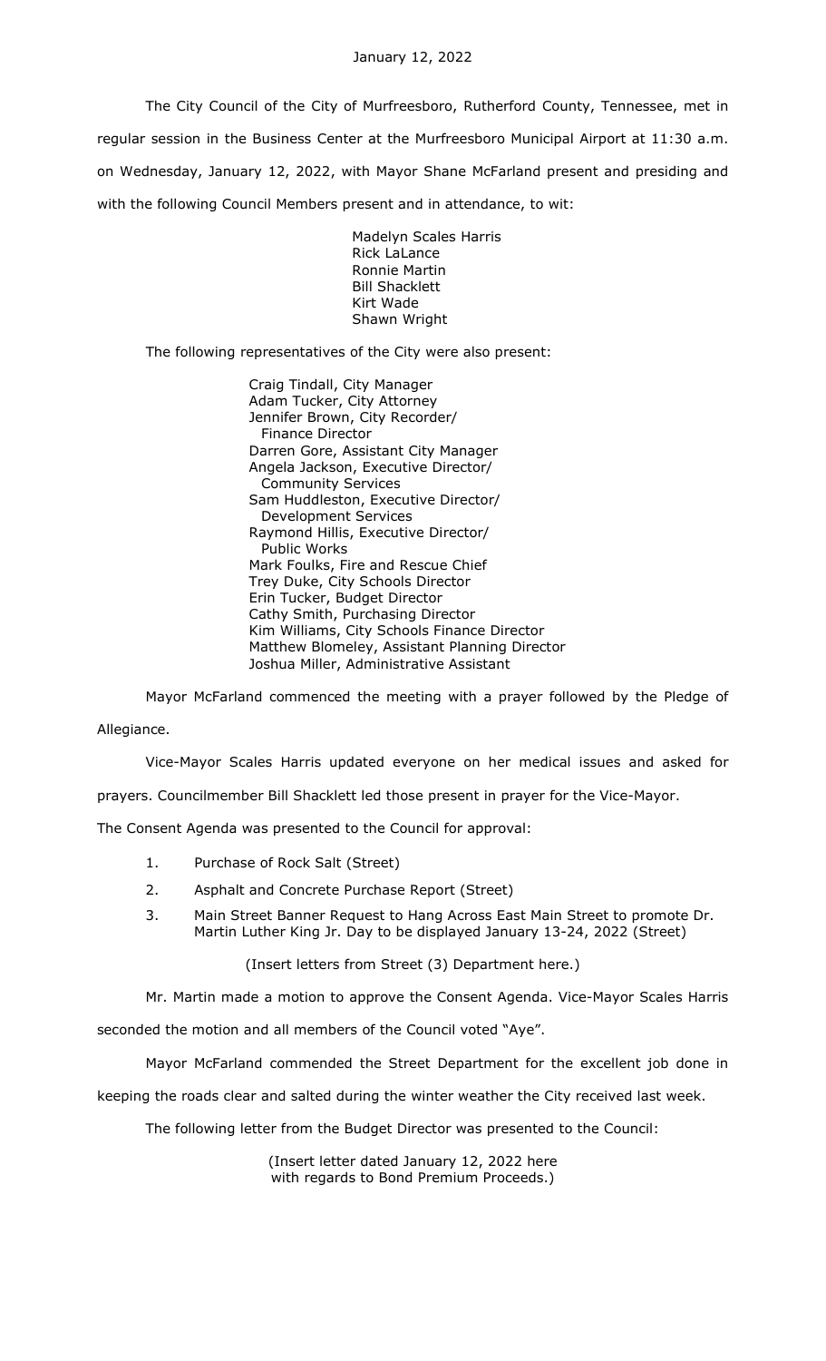January 12, 2022

The City Council of the City of Murfreesboro, Rutherford County, Tennessee, met in regular session in the Business Center at the Murfreesboro Municipal Airport at 11:30 a.m. on Wednesday, January 12, 2022, with Mayor Shane McFarland present and presiding and with the following Council Members present and in attendance, to wit:

Madelyn Scales Harris
Rick LaLance
Ronnie Martin
Bill Shacklett
Kirt Wade
Shawn Wright

The following representatives of the City were also present:

Craig Tindall, City Manager
Adam Tucker, City Attorney
Jennifer Brown, City Recorder/ Finance Director
Darren Gore, Assistant City Manager
Angela Jackson, Executive Director/ Community Services
Sam Huddleston, Executive Director/ Development Services
Raymond Hillis, Executive Director/ Public Works
Mark Foulks, Fire and Rescue Chief
Trey Duke, City Schools Director
Erin Tucker, Budget Director
Cathy Smith, Purchasing Director
Kim Williams, City Schools Finance Director
Matthew Blomeley, Assistant Planning Director
Joshua Miller, Administrative Assistant

Mayor McFarland commenced the meeting with a prayer followed by the Pledge of Allegiance.

Vice-Mayor Scales Harris updated everyone on her medical issues and asked for prayers. Councilmember Bill Shacklett led those present in prayer for the Vice-Mayor.

The Consent Agenda was presented to the Council for approval:

1. Purchase of Rock Salt (Street)
2. Asphalt and Concrete Purchase Report (Street)
3. Main Street Banner Request to Hang Across East Main Street to promote Dr. Martin Luther King Jr. Day to be displayed January 13-24, 2022 (Street)

(Insert letters from Street (3) Department here.)

Mr. Martin made a motion to approve the Consent Agenda. Vice-Mayor Scales Harris seconded the motion and all members of the Council voted "Aye".

Mayor McFarland commended the Street Department for the excellent job done in keeping the roads clear and salted during the winter weather the City received last week.

The following letter from the Budget Director was presented to the Council:

(Insert letter dated January 12, 2022 here with regards to Bond Premium Proceeds.)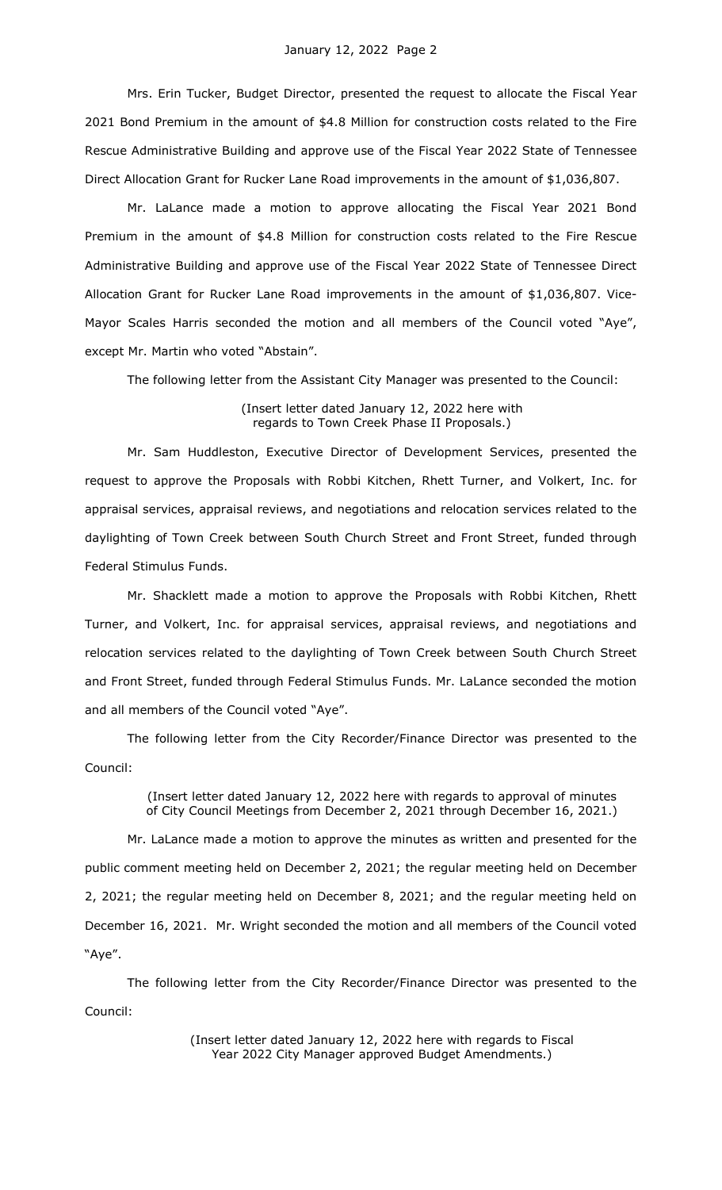Mrs. Erin Tucker, Budget Director, presented the request to allocate the Fiscal Year 2021 Bond Premium in the amount of $4.8 Million for construction costs related to the Fire Rescue Administrative Building and approve use of the Fiscal Year 2022 State of Tennessee Direct Allocation Grant for Rucker Lane Road improvements in the amount of $1,036,807.

Mr. LaLance made a motion to approve allocating the Fiscal Year 2021 Bond Premium in the amount of $4.8 Million for construction costs related to the Fire Rescue Administrative Building and approve use of the Fiscal Year 2022 State of Tennessee Direct Allocation Grant for Rucker Lane Road improvements in the amount of $1,036,807. Vice-Mayor Scales Harris seconded the motion and all members of the Council voted "Aye", except Mr. Martin who voted "Abstain".

The following letter from the Assistant City Manager was presented to the Council:

(Insert letter dated January 12, 2022 here with regards to Town Creek Phase II Proposals.)

Mr. Sam Huddleston, Executive Director of Development Services, presented the request to approve the Proposals with Robbi Kitchen, Rhett Turner, and Volkert, Inc. for appraisal services, appraisal reviews, and negotiations and relocation services related to the daylighting of Town Creek between South Church Street and Front Street, funded through Federal Stimulus Funds.

Mr. Shacklett made a motion to approve the Proposals with Robbi Kitchen, Rhett Turner, and Volkert, Inc. for appraisal services, appraisal reviews, and negotiations and relocation services related to the daylighting of Town Creek between South Church Street and Front Street, funded through Federal Stimulus Funds. Mr. LaLance seconded the motion and all members of the Council voted "Aye".

The following letter from the City Recorder/Finance Director was presented to the Council:

(Insert letter dated January 12, 2022 here with regards to approval of minutes of City Council Meetings from December 2, 2021 through December 16, 2021.)

Mr. LaLance made a motion to approve the minutes as written and presented for the public comment meeting held on December 2, 2021; the regular meeting held on December 2, 2021; the regular meeting held on December 8, 2021; and the regular meeting held on December 16, 2021. Mr. Wright seconded the motion and all members of the Council voted "Aye".

The following letter from the City Recorder/Finance Director was presented to the Council:

(Insert letter dated January 12, 2022 here with regards to Fiscal Year 2022 City Manager approved Budget Amendments.)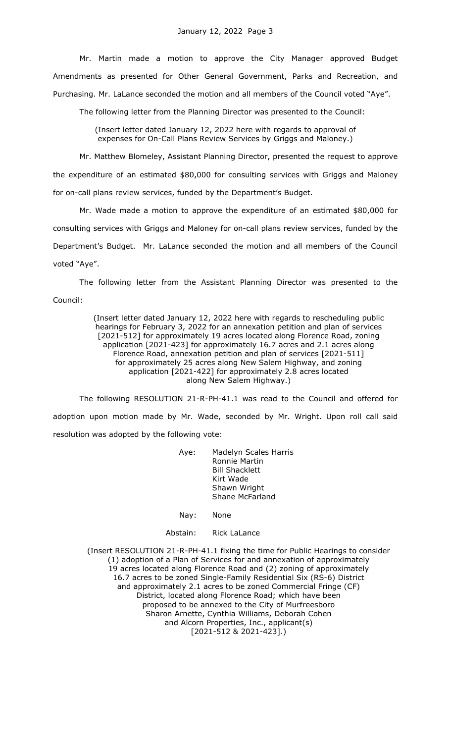Mr. Martin made a motion to approve the City Manager approved Budget Amendments as presented for Other General Government, Parks and Recreation, and Purchasing. Mr. LaLance seconded the motion and all members of the Council voted "Aye".

The following letter from the Planning Director was presented to the Council:

(Insert letter dated January 12, 2022 here with regards to approval of expenses for On-Call Plans Review Services by Griggs and Maloney.)

Mr. Matthew Blomeley, Assistant Planning Director, presented the request to approve the expenditure of an estimated $80,000 for consulting services with Griggs and Maloney for on-call plans review services, funded by the Department's Budget.

Mr. Wade made a motion to approve the expenditure of an estimated $80,000 for consulting services with Griggs and Maloney for on-call plans review services, funded by the Department's Budget. Mr. LaLance seconded the motion and all members of the Council voted "Aye".

The following letter from the Assistant Planning Director was presented to the Council:

(Insert letter dated January 12, 2022 here with regards to rescheduling public hearings for February 3, 2022 for an annexation petition and plan of services [2021-512] for approximately 19 acres located along Florence Road, zoning application [2021-423] for approximately 16.7 acres and 2.1 acres along Florence Road, annexation petition and plan of services [2021-511] for approximately 25 acres along New Salem Highway, and zoning application [2021-422] for approximately 2.8 acres located along New Salem Highway.)

The following RESOLUTION 21-R-PH-41.1 was read to the Council and offered for adoption upon motion made by Mr. Wade, seconded by Mr. Wright. Upon roll call said resolution was adopted by the following vote:

Aye: Madelyn Scales Harris
Ronnie Martin
Bill Shacklett
Kirt Wade
Shawn Wright
Shane McFarland

Nay: None

Abstain: Rick LaLance

(Insert RESOLUTION 21-R-PH-41.1 fixing the time for Public Hearings to consider (1) adoption of a Plan of Services for and annexation of approximately 19 acres located along Florence Road and (2) zoning of approximately 16.7 acres to be zoned Single-Family Residential Six (RS-6) District and approximately 2.1 acres to be zoned Commercial Fringe (CF) District, located along Florence Road; which have been proposed to be annexed to the City of Murfreesboro Sharon Arnette, Cynthia Williams, Deborah Cohen and Alcorn Properties, Inc., applicant(s) [2021-512 & 2021-423].)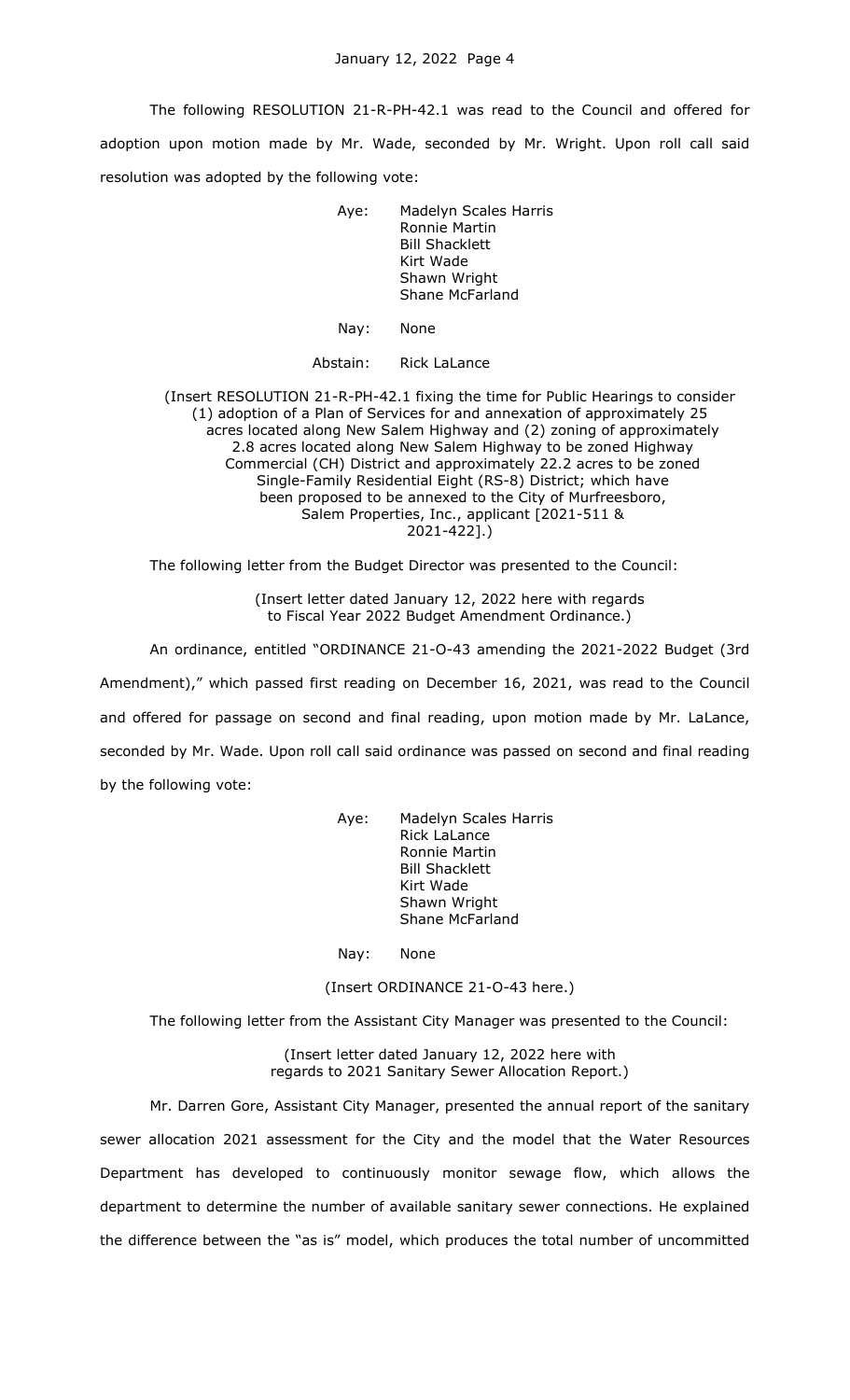The following RESOLUTION 21-R-PH-42.1 was read to the Council and offered for adoption upon motion made by Mr. Wade, seconded by Mr. Wright. Upon roll call said resolution was adopted by the following vote:

Aye: Madelyn Scales Harris
Ronnie Martin
Bill Shacklett
Kirt Wade
Shawn Wright
Shane McFarland

Nay: None

Abstain: Rick LaLance

(Insert RESOLUTION 21-R-PH-42.1 fixing the time for Public Hearings to consider (1) adoption of a Plan of Services for and annexation of approximately 25 acres located along New Salem Highway and (2) zoning of approximately 2.8 acres located along New Salem Highway to be zoned Highway Commercial (CH) District and approximately 22.2 acres to be zoned Single-Family Residential Eight (RS-8) District; which have been proposed to be annexed to the City of Murfreesboro, Salem Properties, Inc., applicant [2021-511 & 2021-422].)

The following letter from the Budget Director was presented to the Council:

(Insert letter dated January 12, 2022 here with regards to Fiscal Year 2022 Budget Amendment Ordinance.)

An ordinance, entitled "ORDINANCE 21-O-43 amending the 2021-2022 Budget (3rd Amendment)," which passed first reading on December 16, 2021, was read to the Council and offered for passage on second and final reading, upon motion made by Mr. LaLance, seconded by Mr. Wade. Upon roll call said ordinance was passed on second and final reading by the following vote:

Aye: Madelyn Scales Harris
Rick LaLance
Ronnie Martin
Bill Shacklett
Kirt Wade
Shawn Wright
Shane McFarland

Nay: None

(Insert ORDINANCE 21-O-43 here.)

The following letter from the Assistant City Manager was presented to the Council:

(Insert letter dated January 12, 2022 here with regards to 2021 Sanitary Sewer Allocation Report.)

Mr. Darren Gore, Assistant City Manager, presented the annual report of the sanitary sewer allocation 2021 assessment for the City and the model that the Water Resources Department has developed to continuously monitor sewage flow, which allows the department to determine the number of available sanitary sewer connections. He explained the difference between the "as is" model, which produces the total number of uncommitted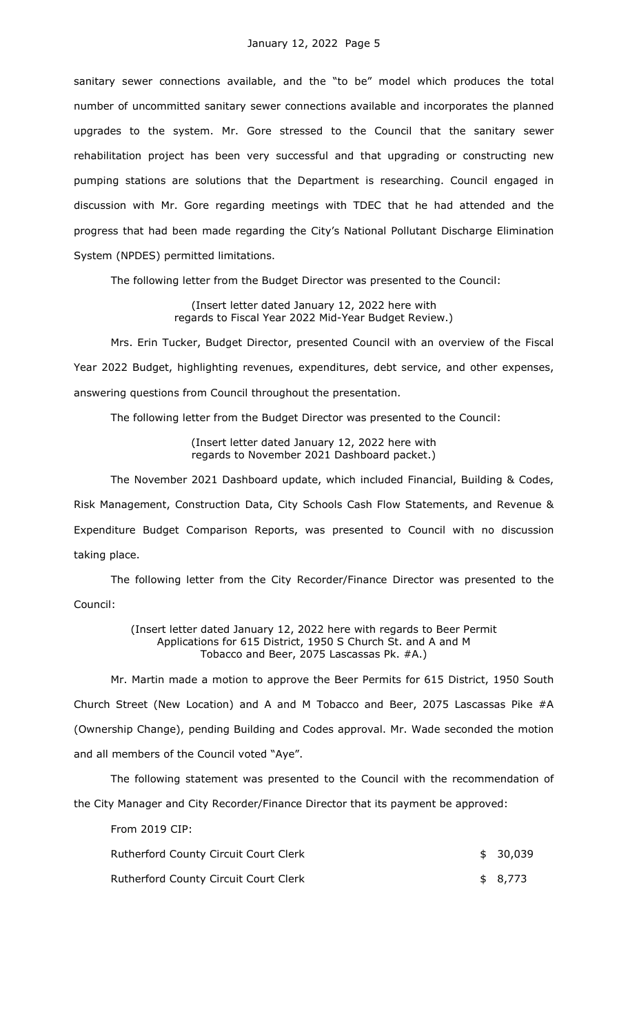sanitary sewer connections available, and the "to be" model which produces the total number of uncommitted sanitary sewer connections available and incorporates the planned upgrades to the system. Mr. Gore stressed to the Council that the sanitary sewer rehabilitation project has been very successful and that upgrading or constructing new pumping stations are solutions that the Department is researching. Council engaged in discussion with Mr. Gore regarding meetings with TDEC that he had attended and the progress that had been made regarding the City's National Pollutant Discharge Elimination System (NPDES) permitted limitations.

The following letter from the Budget Director was presented to the Council:

(Insert letter dated January 12, 2022 here with regards to Fiscal Year 2022 Mid-Year Budget Review.)

Mrs. Erin Tucker, Budget Director, presented Council with an overview of the Fiscal Year 2022 Budget, highlighting revenues, expenditures, debt service, and other expenses, answering questions from Council throughout the presentation.

The following letter from the Budget Director was presented to the Council:

(Insert letter dated January 12, 2022 here with regards to November 2021 Dashboard packet.)

The November 2021 Dashboard update, which included Financial, Building & Codes, Risk Management, Construction Data, City Schools Cash Flow Statements, and Revenue & Expenditure Budget Comparison Reports, was presented to Council with no discussion taking place.

The following letter from the City Recorder/Finance Director was presented to the Council:

(Insert letter dated January 12, 2022 here with regards to Beer Permit Applications for 615 District, 1950 S Church St. and A and M Tobacco and Beer, 2075 Lascassas Pk. #A.)

Mr. Martin made a motion to approve the Beer Permits for 615 District, 1950 South Church Street (New Location) and A and M Tobacco and Beer, 2075 Lascassas Pike #A (Ownership Change), pending Building and Codes approval. Mr. Wade seconded the motion and all members of the Council voted "Aye".

The following statement was presented to the Council with the recommendation of the City Manager and City Recorder/Finance Director that its payment be approved:

From 2019 CIP:

| | |
|---|---|
| Rutherford County Circuit Court Clerk | $ 30,039 |
| Rutherford County Circuit Court Clerk | $ 8,773 |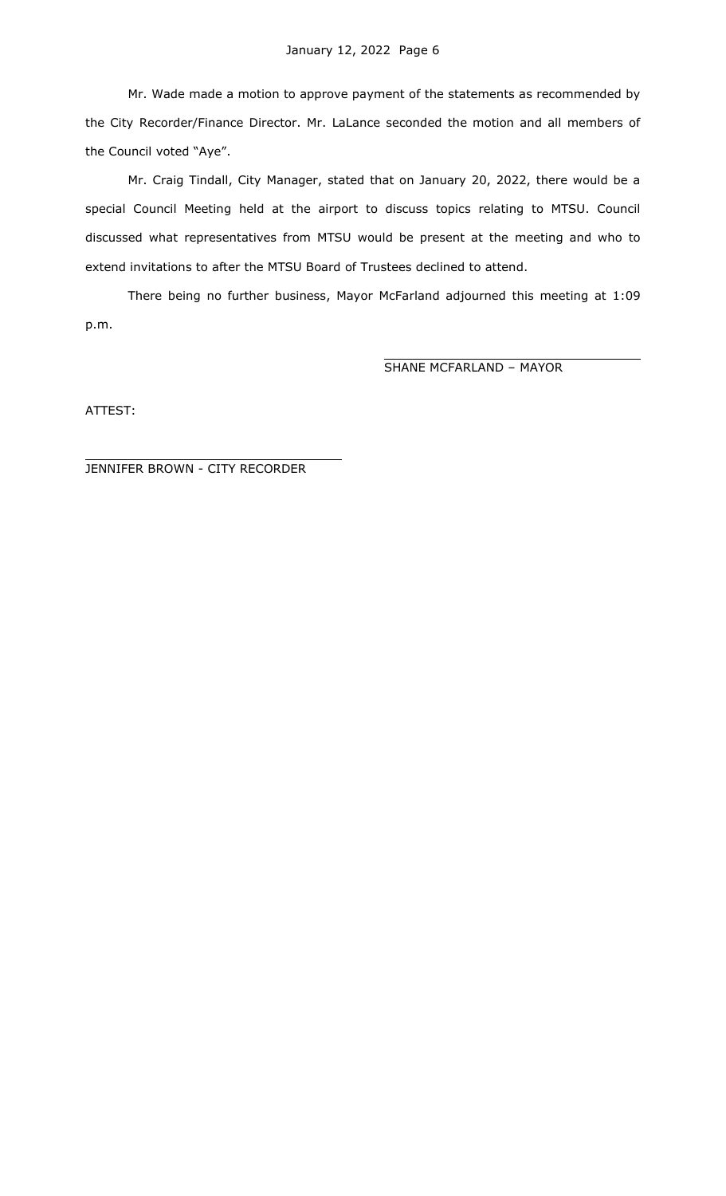Mr. Wade made a motion to approve payment of the statements as recommended by the City Recorder/Finance Director. Mr. LaLance seconded the motion and all members of the Council voted "Aye".

Mr. Craig Tindall, City Manager, stated that on January 20, 2022, there would be a special Council Meeting held at the airport to discuss topics relating to MTSU. Council discussed what representatives from MTSU would be present at the meeting and who to extend invitations to after the MTSU Board of Trustees declined to attend.

There being no further business, Mayor McFarland adjourned this meeting at 1:09 p.m.

SHANE MCFARLAND – MAYOR

ATTEST:

JENNIFER BROWN - CITY RECORDER